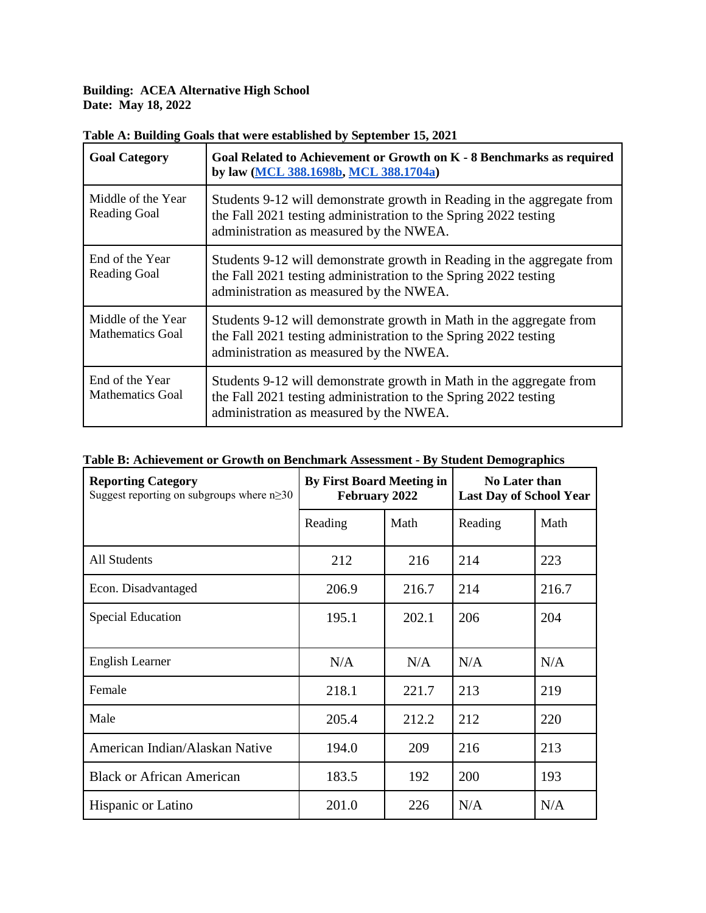**Building: ACEA Alternative High School**
**Date: May 18, 2022**

**Table A: Building Goals that were established by September 15, 2021**

| Goal Category | Goal Related to Achievement or Growth on K - 8 Benchmarks as required by law (MCL 388.1698b, MCL 388.1704a) |
|---|---|
| Middle of the Year Reading Goal | Students 9-12 will demonstrate growth in Reading in the aggregate from the Fall 2021 testing administration to the Spring 2022 testing administration as measured by the NWEA. |
| End of the Year Reading Goal | Students 9-12 will demonstrate growth in Reading in the aggregate from the Fall 2021 testing administration to the Spring 2022 testing administration as measured by the NWEA. |
| Middle of the Year Mathematics Goal | Students 9-12 will demonstrate growth in Math in the aggregate from the Fall 2021 testing administration to the Spring 2022 testing administration as measured by the NWEA. |
| End of the Year Mathematics Goal | Students 9-12 will demonstrate growth in Math in the aggregate from the Fall 2021 testing administration to the Spring 2022 testing administration as measured by the NWEA. |

**Table B: Achievement or Growth on Benchmark Assessment - By Student Demographics**

| **Reporting Category** Suggest reporting on subgroups where n≥30 | **By First Board Meeting in February 2022** | | **No Later than Last Day of School Year** | |
|---|---|---|---|---|
| | Reading | Math | Reading | Math |
| All Students | 212 | 216 | 214 | 223 |
| Econ. Disadvantaged | 206.9 | 216.7 | 214 | 216.7 |
| Special Education | 195.1 | 202.1 | 206 | 204 |
| English Learner | N/A | N/A | N/A | N/A |
| Female | 218.1 | 221.7 | 213 | 219 |
| Male | 205.4 | 212.2 | 212 | 220 |
| American Indian/Alaskan Native | 194.0 | 209 | 216 | 213 |
| Black or African American | 183.5 | 192 | 200 | 193 |
| Hispanic or Latino | 201.0 | 226 | N/A | N/A |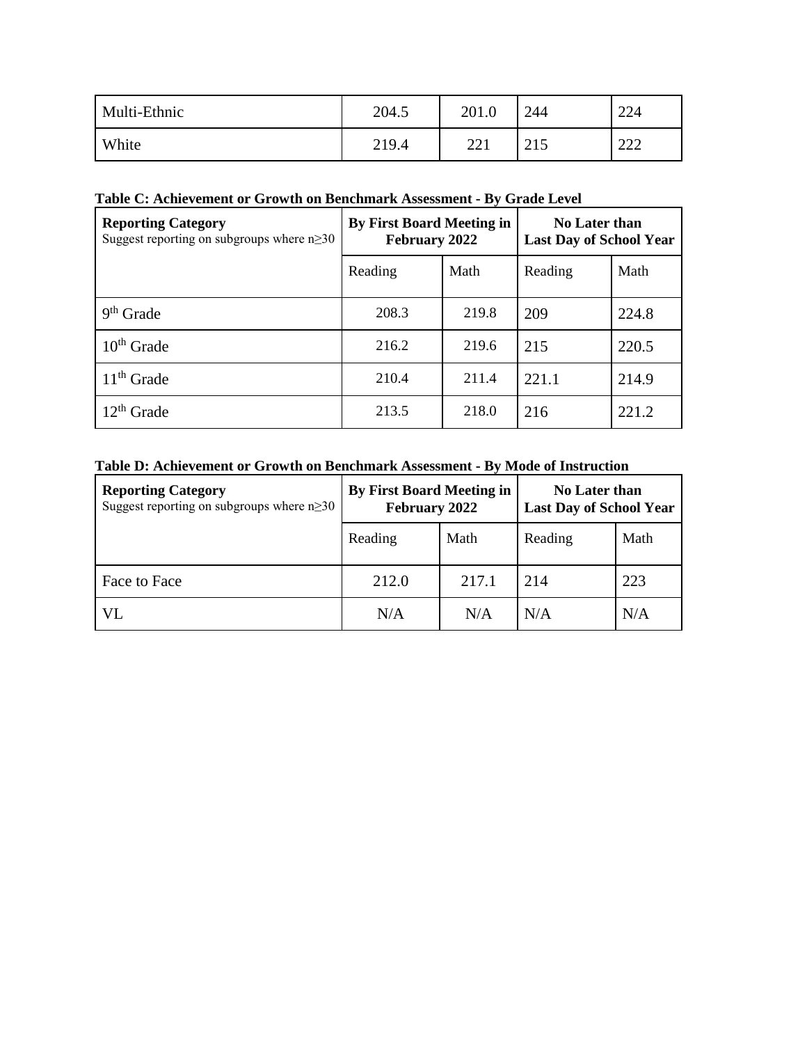| | | | | |
|---|---|---|---|---|
| Multi-Ethnic | 204.5 | 201.0 | 244 | 224 |
| White | 219.4 | 221 | 215 | 222 |

**Table C: Achievement or Growth on Benchmark Assessment - By Grade Level**

| **Reporting Category**<br>Suggest reporting on subgroups where n≥30 | **By First Board Meeting in February 2022** | | **No Later than Last Day of School Year** | |
|---|---|---|---|---|
| | Reading | Math | Reading | Math |
| 9th Grade | 208.3 | 219.8 | 209 | 224.8 |
| 10th Grade | 216.2 | 219.6 | 215 | 220.5 |
| 11th Grade | 210.4 | 211.4 | 221.1 | 214.9 |
| 12th Grade | 213.5 | 218.0 | 216 | 221.2 |

**Table D: Achievement or Growth on Benchmark Assessment - By Mode of Instruction**

| **Reporting Category**<br>Suggest reporting on subgroups where n≥30 | **By First Board Meeting in February 2022** | | **No Later than Last Day of School Year** | |
|---|---|---|---|---|
| | Reading | Math | Reading | Math |
| Face to Face | 212.0 | 217.1 | 214 | 223 |
| VL | N/A | N/A | N/A | N/A |